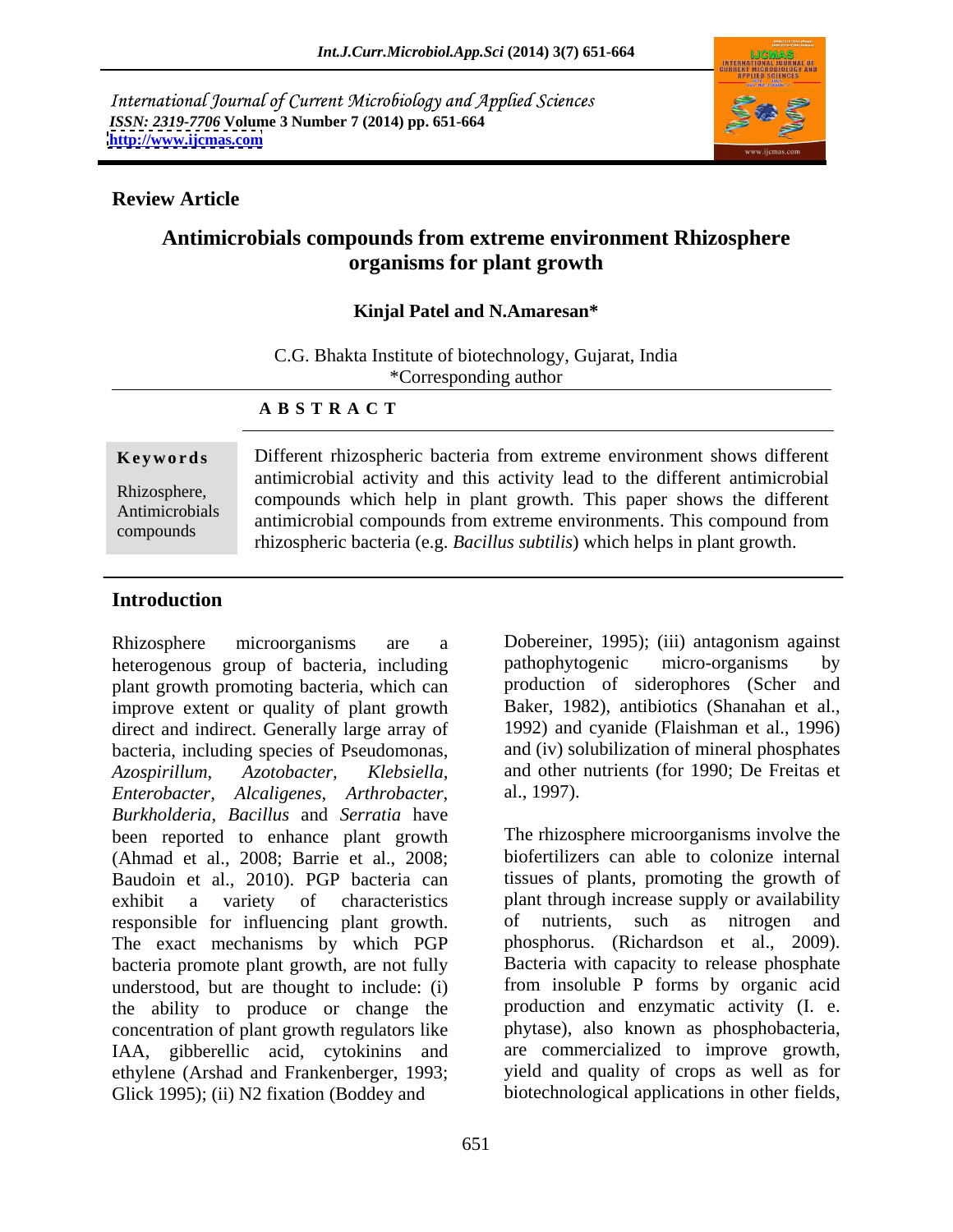International Journal of Current Microbiology and Applied Sciences
*ISSN: 2319-7706* **Volume 3 Number 7 (2014) pp. 651-664**
**http://www.ijcmas.com**

**Review Article**

# Antimicrobials compounds from extreme environment Rhizosphere organisms for plant growth

**Kinjal Patel and N.Amaresan***

C.G. Bhakta Institute of biotechnology, Gujarat, India
*Corresponding author

## A B S T R A C T

**Keywords**

Rhizosphere, Antimicrobials compounds

Different rhizospheric bacteria from extreme environment shows different antimicrobial activity and this activity lead to the different antimicrobial compounds which help in plant growth. This paper shows the different antimicrobial compounds from extreme environments. This compound from rhizospheric bacteria (e.g. *Bacillus subtilis*) which helps in plant growth.

## Introduction

Rhizosphere microorganisms are a heterogenous group of bacteria, including plant growth promoting bacteria, which can improve extent or quality of plant growth direct and indirect. Generally large array of bacteria, including species of Pseudomonas, *Azospirillum, Azotobacter, Klebsiella, Enterobacter, Alcaligenes, Arthrobacter, Burkholderia, Bacillus* and *Serratia* have been reported to enhance plant growth (Ahmad et al., 2008; Barrie et al., 2008; Baudoin et al., 2010). PGP bacteria can exhibit a variety of characteristics responsible for influencing plant growth. The exact mechanisms by which PGP bacteria promote plant growth, are not fully understood, but are thought to include: (i) the ability to produce or change the concentration of plant growth regulators like IAA, gibberellic acid, cytokinins and ethylene (Arshad and Frankenberger, 1993; Glick 1995); (ii) N2 fixation (Boddey and Dobereiner, 1995); (iii) antagonism against pathophytogenic micro-organisms by production of siderophores (Scher and Baker, 1982), antibiotics (Shanahan et al., 1992) and cyanide (Flaishman et al., 1996) and (iv) solubilization of mineral phosphates and other nutrients (for 1990; De Freitas et al., 1997).

The rhizosphere microorganisms involve the biofertilizers can able to colonize internal tissues of plants, promoting the growth of plant through increase supply or availability of nutrients, such as nitrogen and phosphorus. (Richardson et al., 2009). Bacteria with capacity to release phosphate from insoluble P forms by organic acid production and enzymatic activity (I. e. phytase), also known as phosphobacteria, are commercialized to improve growth, yield and quality of crops as well as for biotechnological applications in other fields,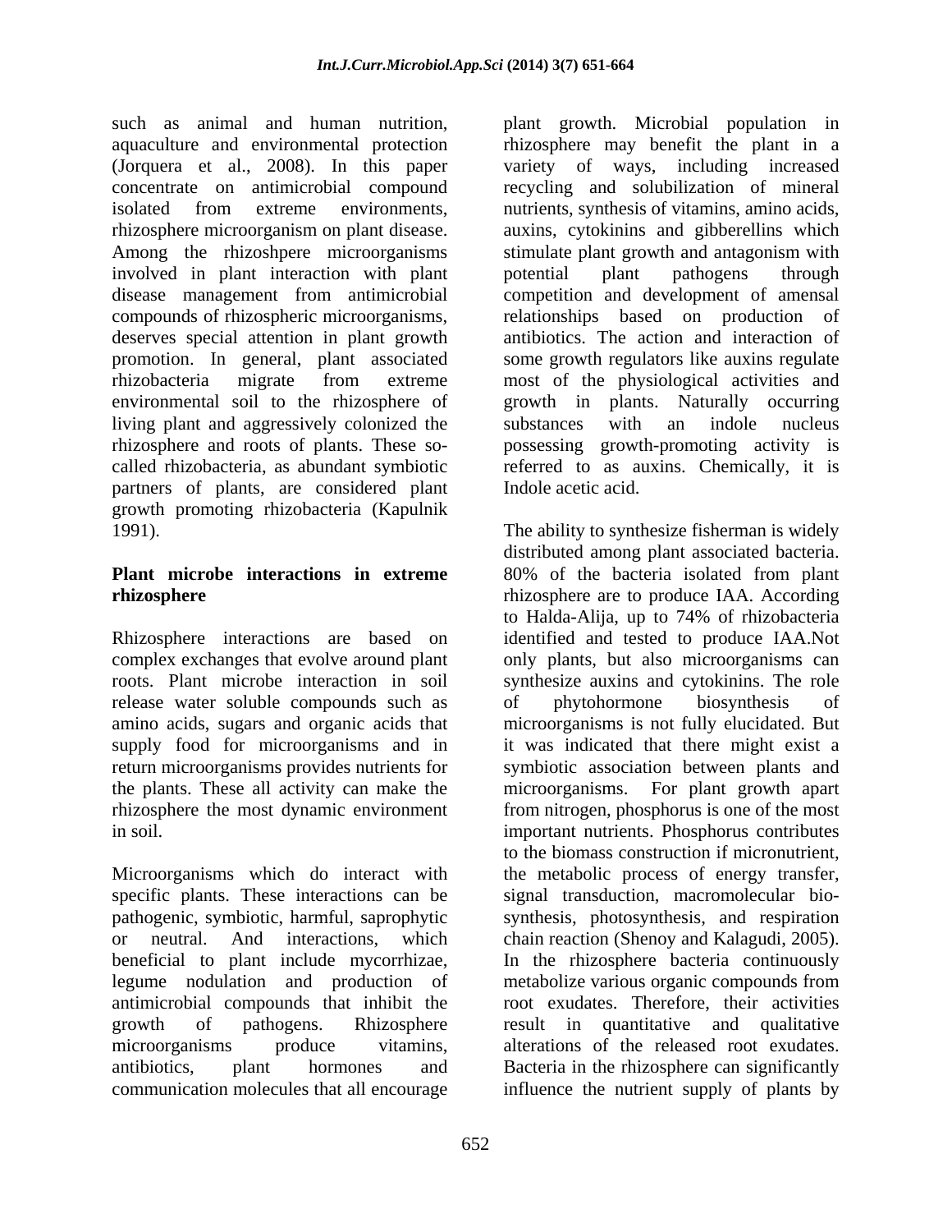such as animal and human nutrition, aquaculture and environmental protection (Jorquera et al., 2008). In this paper concentrate on antimicrobial compound isolated from extreme environments, rhizosphere microorganism on plant disease. Among the rhizoshpere microorganisms involved in plant interaction with plant disease management from antimicrobial compounds of rhizospheric microorganisms, deserves special attention in plant growth promotion. In general, plant associated rhizobacteria migrate from extreme environmental soil to the rhizosphere of living plant and aggressively colonized the rhizosphere and roots of plants. These so-called rhizobacteria, as abundant symbiotic partners of plants, are considered plant growth promoting rhizobacteria (Kapulnik 1991).

## Plant microbe interactions in extreme rhizosphere

Rhizosphere interactions are based on complex exchanges that evolve around plant roots. Plant microbe interaction in soil release water soluble compounds such as amino acids, sugars and organic acids that supply food for microorganisms and in return microorganisms provides nutrients for the plants. These all activity can make the rhizosphere the most dynamic environment in soil.

Microorganisms which do interact with specific plants. These interactions can be pathogenic, symbiotic, harmful, saprophytic or neutral. And interactions, which beneficial to plant include mycorrhizae, legume nodulation and production of antimicrobial compounds that inhibit the growth of pathogens. Rhizosphere microorganisms produce vitamins, antibiotics, plant hormones and communication molecules that all encourage plant growth. Microbial population in rhizosphere may benefit the plant in a variety of ways, including increased recycling and solubilization of mineral nutrients, synthesis of vitamins, amino acids, auxins, cytokinins and gibberellins which stimulate plant growth and antagonism with potential plant pathogens through competition and development of amensal relationships based on production of antibiotics. The action and interaction of some growth regulators like auxins regulate most of the physiological activities and growth in plants. Naturally occurring substances with an indole nucleus possessing growth-promoting activity is referred to as auxins. Chemically, it is Indole acetic acid.

The ability to synthesize fisherman is widely distributed among plant associated bacteria. 80% of the bacteria isolated from plant rhizosphere are to produce IAA. According to Halda-Alija, up to 74% of rhizobacteria identified and tested to produce IAA.Not only plants, but also microorganisms can synthesize auxins and cytokinins. The role of phytohormone biosynthesis of microorganisms is not fully elucidated. But it was indicated that there might exist a symbiotic association between plants and microorganisms. For plant growth apart from nitrogen, phosphorus is one of the most important nutrients. Phosphorus contributes to the biomass construction if micronutrient, the metabolic process of energy transfer, signal transduction, macromolecular bio-synthesis, photosynthesis, and respiration chain reaction (Shenoy and Kalagudi, 2005). In the rhizosphere bacteria continuously metabolize various organic compounds from root exudates. Therefore, their activities result in quantitative and qualitative alterations of the released root exudates. Bacteria in the rhizosphere can significantly influence the nutrient supply of plants by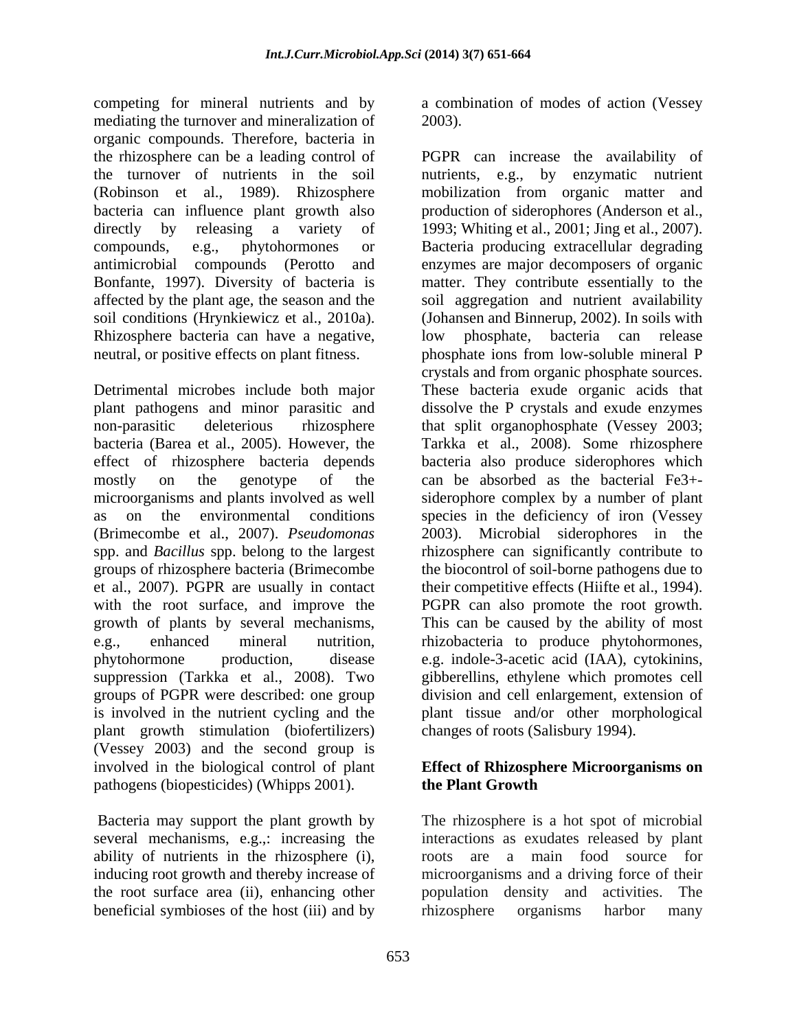competing for mineral nutrients and by mediating the turnover and mineralization of organic compounds. Therefore, bacteria in the rhizosphere can be a leading control of the turnover of nutrients in the soil (Robinson et al., 1989). Rhizosphere bacteria can influence plant growth also directly by releasing a variety of compounds, e.g., phytohormones or antimicrobial compounds (Perotto and Bonfante, 1997). Diversity of bacteria is affected by the plant age, the season and the soil conditions (Hrynkiewicz et al., 2010a). Rhizosphere bacteria can have a negative, neutral, or positive effects on plant fitness.

Detrimental microbes include both major plant pathogens and minor parasitic and non-parasitic deleterious rhizosphere bacteria (Barea et al., 2005). However, the effect of rhizosphere bacteria depends mostly on the genotype of the microorganisms and plants involved as well as on the environmental conditions (Brimecombe et al., 2007). *Pseudomonas* spp. and *Bacillus* spp. belong to the largest groups of rhizosphere bacteria (Brimecombe et al., 2007). PGPR are usually in contact with the root surface, and improve the growth of plants by several mechanisms, e.g., enhanced mineral nutrition, phytohormone production, disease suppression (Tarkka et al., 2008). Two groups of PGPR were described: one group is involved in the nutrient cycling and the plant growth stimulation (biofertilizers) (Vessey 2003) and the second group is involved in the biological control of plant pathogens (biopesticides) (Whipps 2001).

Bacteria may support the plant growth by several mechanisms, e.g.,: increasing the ability of nutrients in the rhizosphere (i), inducing root growth and thereby increase of the root surface area (ii), enhancing other beneficial symbioses of the host (iii) and by a combination of modes of action (Vessey 2003).

PGPR can increase the availability of nutrients, e.g., by enzymatic nutrient mobilization from organic matter and production of siderophores (Anderson et al., 1993; Whiting et al., 2001; Jing et al., 2007). Bacteria producing extracellular degrading enzymes are major decomposers of organic matter. They contribute essentially to the soil aggregation and nutrient availability (Johansen and Binnerup, 2002). In soils with low phosphate, bacteria can release phosphate ions from low-soluble mineral P crystals and from organic phosphate sources. These bacteria exude organic acids that dissolve the P crystals and exude enzymes that split organophosphate (Vessey 2003; Tarkka et al., 2008). Some rhizosphere bacteria also produce siderophores which can be absorbed as the bacterial $Fe^{3+}$-siderophore complex by a number of plant species in the deficiency of iron (Vessey 2003). Microbial siderophores in the rhizosphere can significantly contribute to the biocontrol of soil-borne pathogens due to their competitive effects (Hiifte et al., 1994). PGPR can also promote the root growth. This can be caused by the ability of most rhizobacteria to produce phytohormones, e.g. indole-3-acetic acid (IAA), cytokinins, gibberellins, ethylene which promotes cell division and cell enlargement, extension of plant tissue and/or other morphological changes of roots (Salisbury 1994).

## Effect of Rhizosphere Microorganisms on the Plant Growth

The rhizosphere is a hot spot of microbial interactions as exudates released by plant roots are a main food source for microorganisms and a driving force of their population density and activities. The rhizosphere organisms harbor many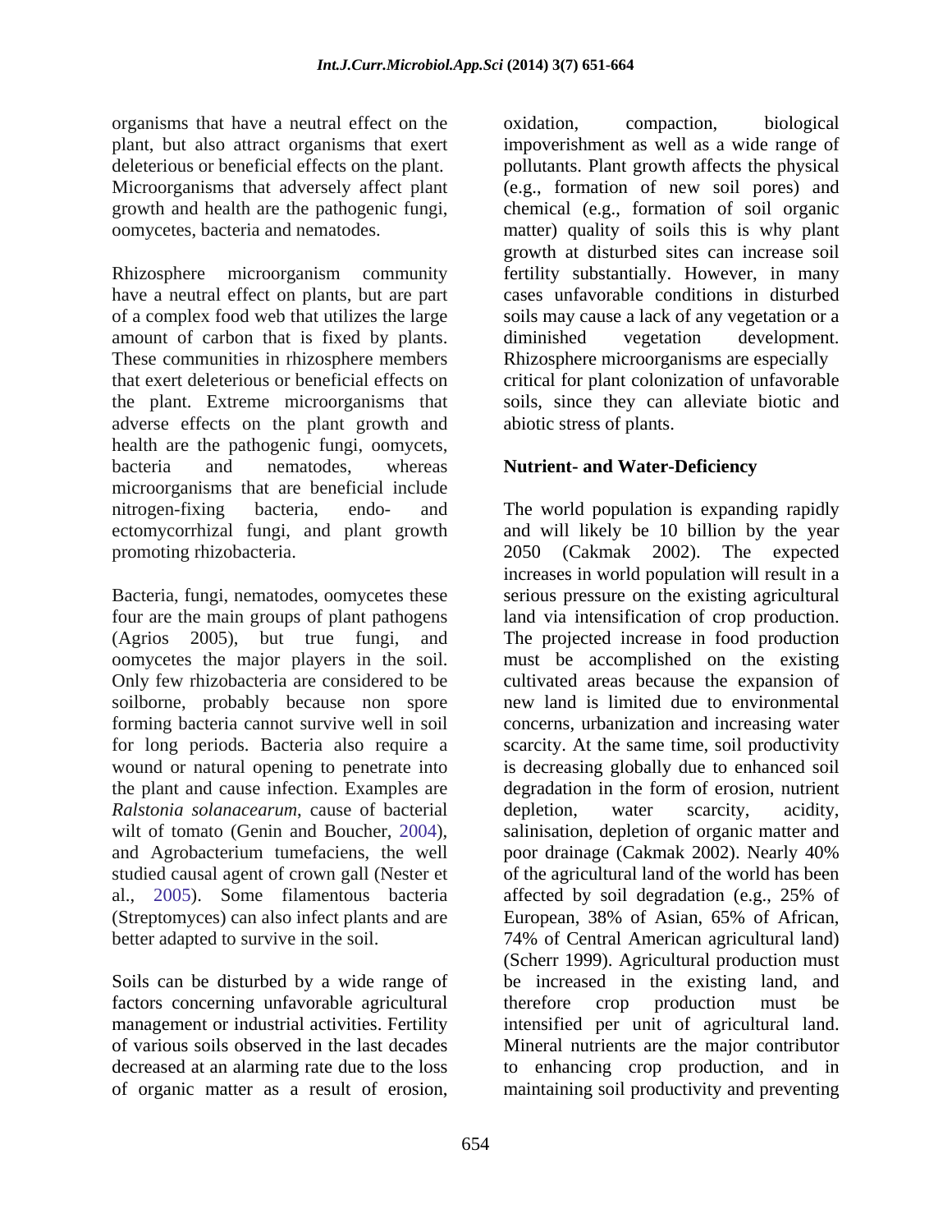organisms that have a neutral effect on the plant, but also attract organisms that exert deleterious or beneficial effects on the plant. Microorganisms that adversely affect plant growth and health are the pathogenic fungi, oomycetes, bacteria and nematodes.

Rhizosphere microorganism community have a neutral effect on plants, but are part of a complex food web that utilizes the large amount of carbon that is fixed by plants. These communities in rhizosphere members that exert deleterious or beneficial effects on the plant. Extreme microorganisms that adverse effects on the plant growth and health are the pathogenic fungi, oomycets, bacteria and nematodes, whereas microorganisms that are beneficial include nitrogen-fixing bacteria, endo- and ectomycorrhizal fungi, and plant growth promoting rhizobacteria.

Bacteria, fungi, nematodes, oomycetes these four are the main groups of plant pathogens (Agrios 2005), but true fungi, and oomycetes the major players in the soil. Only few rhizobacteria are considered to be soilborne, probably because non spore forming bacteria cannot survive well in soil for long periods. Bacteria also require a wound or natural opening to penetrate into the plant and cause infection. Examples are *Ralstonia solanacearum*, cause of bacterial wilt of tomato (Genin and Boucher, 2004), and Agrobacterium tumefaciens, the well studied causal agent of crown gall (Nester et al., 2005). Some filamentous bacteria (Streptomyces) can also infect plants and are better adapted to survive in the soil.

Soils can be disturbed by a wide range of factors concerning unfavorable agricultural management or industrial activities. Fertility of various soils observed in the last decades decreased at an alarming rate due to the loss of organic matter as a result of erosion, oxidation, compaction, biological impoverishment as well as a wide range of pollutants. Plant growth affects the physical (e.g., formation of new soil pores) and chemical (e.g., formation of soil organic matter) quality of soils this is why plant growth at disturbed sites can increase soil fertility substantially. However, in many cases unfavorable conditions in disturbed soils may cause a lack of any vegetation or a diminished vegetation development. Rhizosphere microorganisms are especially critical for plant colonization of unfavorable soils, since they can alleviate biotic and abiotic stress of plants.

## Nutrient- and Water-Deficiency

The world population is expanding rapidly and will likely be 10 billion by the year 2050 (Cakmak 2002). The expected increases in world population will result in a serious pressure on the existing agricultural land via intensification of crop production. The projected increase in food production must be accomplished on the existing cultivated areas because the expansion of new land is limited due to environmental concerns, urbanization and increasing water scarcity. At the same time, soil productivity is decreasing globally due to enhanced soil degradation in the form of erosion, nutrient depletion, water scarcity, acidity, salinisation, depletion of organic matter and poor drainage (Cakmak 2002). Nearly 40% of the agricultural land of the world has been affected by soil degradation (e.g., 25% of European, 38% of Asian, 65% of African, 74% of Central American agricultural land) (Scherr 1999). Agricultural production must be increased in the existing land, and therefore crop production must be intensified per unit of agricultural land. Mineral nutrients are the major contributor to enhancing crop production, and in maintaining soil productivity and preventing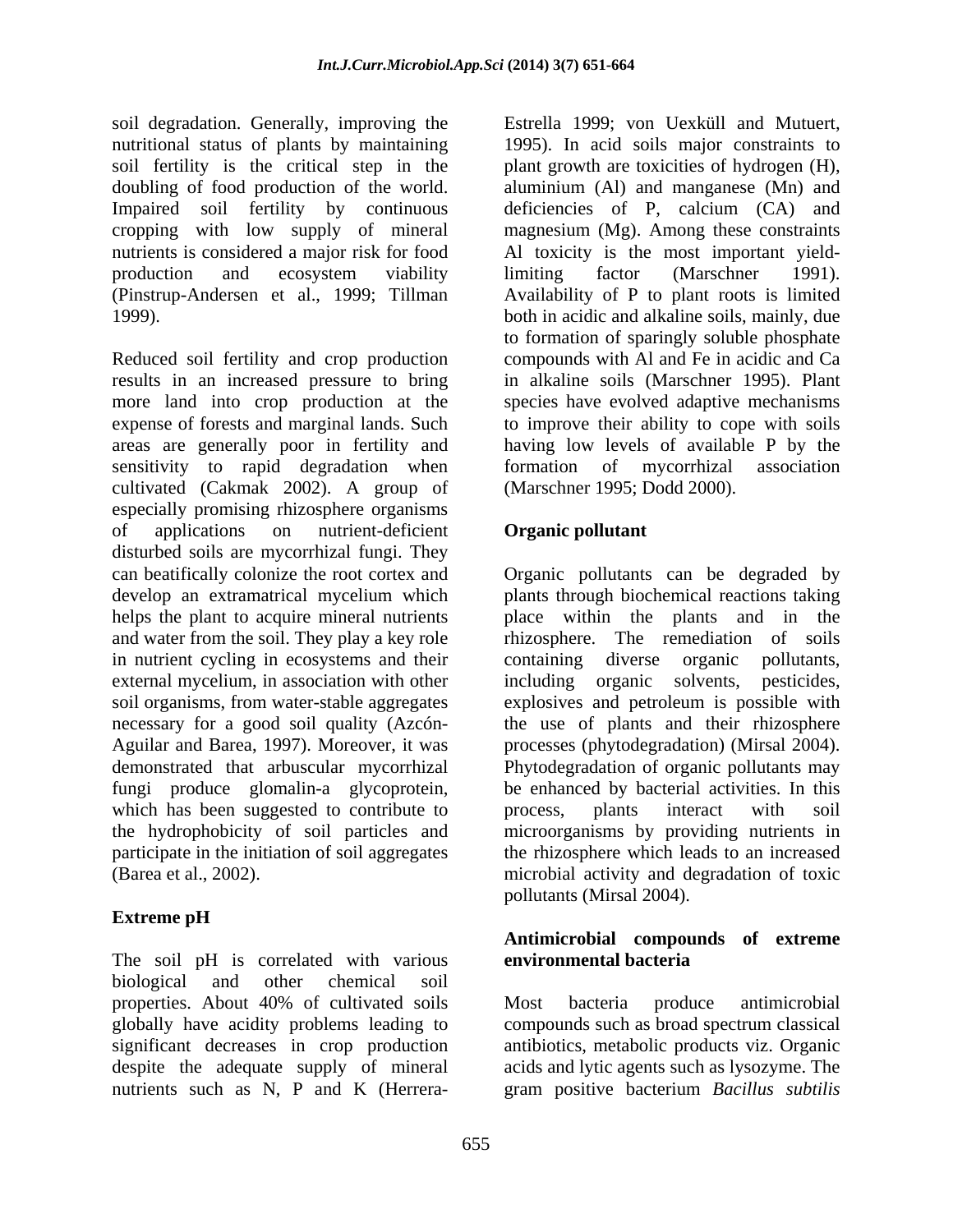soil degradation. Generally, improving the nutritional status of plants by maintaining soil fertility is the critical step in the doubling of food production of the world. Impaired soil fertility by continuous cropping with low supply of mineral nutrients is considered a major risk for food production and ecosystem viability (Pinstrup-Andersen et al., 1999; Tillman 1999).

Reduced soil fertility and crop production results in an increased pressure to bring more land into crop production at the expense of forests and marginal lands. Such areas are generally poor in fertility and sensitivity to rapid degradation when cultivated (Cakmak 2002). A group of especially promising rhizosphere organisms of applications on nutrient-deficient disturbed soils are mycorrhizal fungi. They can beatifically colonize the root cortex and develop an extramatrical mycelium which helps the plant to acquire mineral nutrients and water from the soil. They play a key role in nutrient cycling in ecosystems and their external mycelium, in association with other soil organisms, from water-stable aggregates necessary for a good soil quality (Azcón-Aguilar and Barea, 1997). Moreover, it was demonstrated that arbuscular mycorrhizal fungi produce glomalin-a glycoprotein, which has been suggested to contribute to the hydrophobicity of soil particles and participate in the initiation of soil aggregates (Barea et al., 2002).

## Extreme pH

The soil pH is correlated with various biological and other chemical soil properties. About 40% of cultivated soils globally have acidity problems leading to significant decreases in crop production despite the adequate supply of mineral nutrients such as N, P and K (Herrera-Estrella 1999; von Uexküll and Mutuert, 1995). In acid soils major constraints to plant growth are toxicities of hydrogen (H), aluminium (Al) and manganese (Mn) and deficiencies of P, calcium (CA) and magnesium (Mg). Among these constraints Al toxicity is the most important yield-limiting factor (Marschner 1991). Availability of P to plant roots is limited both in acidic and alkaline soils, mainly, due to formation of sparingly soluble phosphate compounds with Al and Fe in acidic and Ca in alkaline soils (Marschner 1995). Plant species have evolved adaptive mechanisms to improve their ability to cope with soils having low levels of available P by the formation of mycorrhizal association (Marschner 1995; Dodd 2000).

## Organic pollutant

Organic pollutants can be degraded by plants through biochemical reactions taking place within the plants and in the rhizosphere. The remediation of soils containing diverse organic pollutants, including organic solvents, pesticides, explosives and petroleum is possible with the use of plants and their rhizosphere processes (phytodegradation) (Mirsal 2004). Phytodegradation of organic pollutants may be enhanced by bacterial activities. In this process, plants interact with soil microorganisms by providing nutrients in the rhizosphere which leads to an increased microbial activity and degradation of toxic pollutants (Mirsal 2004).

## Antimicrobial compounds of extreme environmental bacteria

Most bacteria produce antimicrobial compounds such as broad spectrum classical antibiotics, metabolic products viz. Organic acids and lytic agents such as lysozyme. The gram positive bacterium *Bacillus subtilis*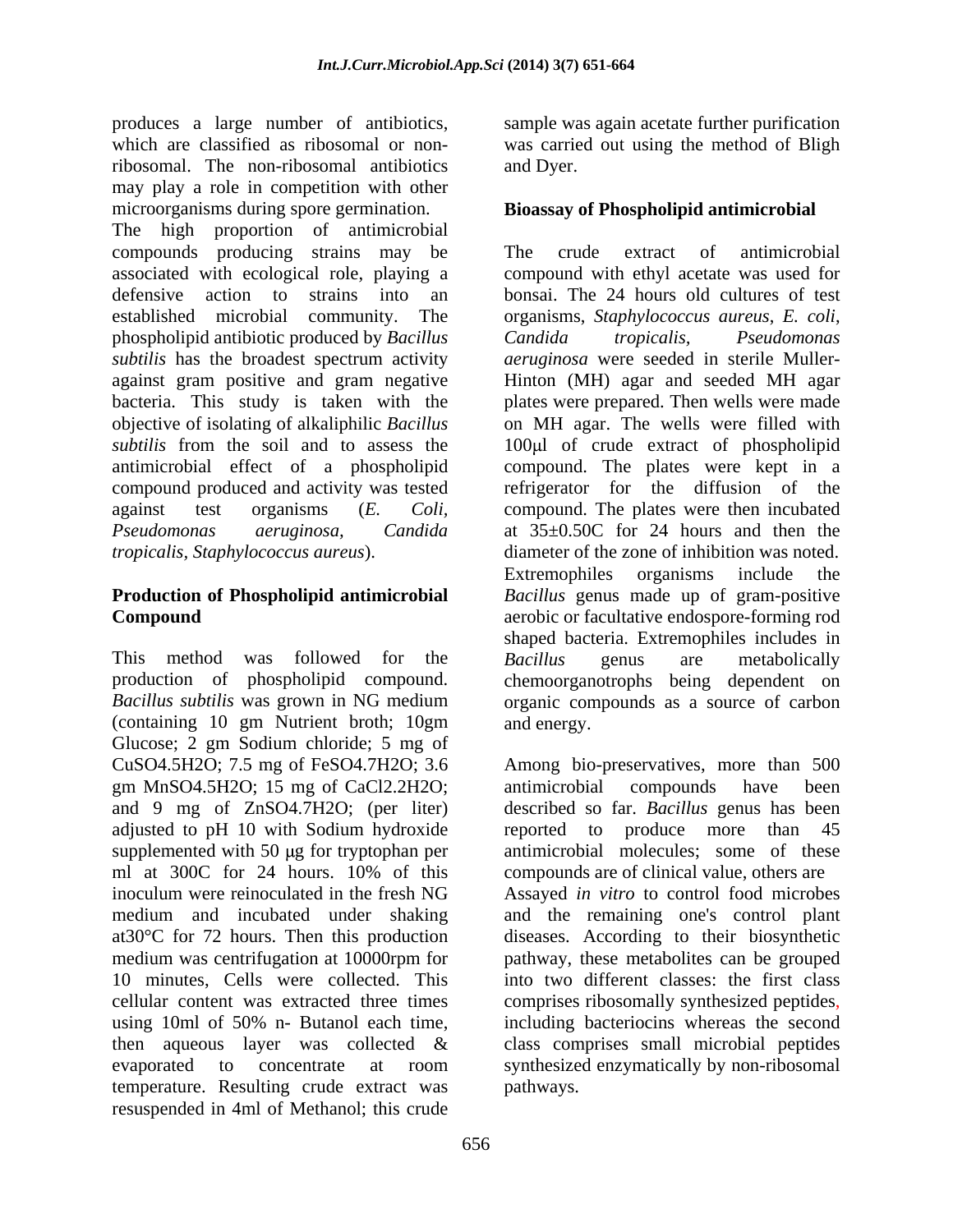produces a large number of antibiotics, which are classified as ribosomal or non-ribosomal. The non-ribosomal antibiotics may play a role in competition with other microorganisms during spore germination.

The high proportion of antimicrobial compounds producing strains may be associated with ecological role, playing a defensive action to strains into an established microbial community. The phospholipid antibiotic produced by *Bacillus subtilis* has the broadest spectrum activity against gram positive and gram negative bacteria. This study is taken with the objective of isolating of alkaliphilic *Bacillus subtilis* from the soil and to assess the antimicrobial effect of a phospholipid compound produced and activity was tested against test organisms (*E. Coli, Pseudomonas aeruginosa, Candida tropicalis, Staphylococcus aureus*).

## Production of Phospholipid antimicrobial Compound

This method was followed for the production of phospholipid compound. *Bacillus subtilis* was grown in NG medium (containing 10 gm Nutrient broth; 10gm Glucose; 2 gm Sodium chloride; 5 mg of $CuSO_4.5H_2O$; 7.5 mg of $FeSO_4.7H_2O$; 3.6 gm $MnSO_4.5H_2O$; 15 mg of $CaCl_2.2H_2O$; and 9 mg of $ZnSO_4.7H_2O$; (per liter) adjusted to pH 10 with Sodium hydroxide supplemented with 50 μg for tryptophan per ml at 300C for 24 hours. 10% of this inoculum were reinoculated in the fresh NG medium and incubated under shaking at30°C for 72 hours. Then this production medium was centrifugation at 10000rpm for 10 minutes, Cells were collected. This cellular content was extracted three times using 10ml of 50% n- Butanol each time, then aqueous layer was collected & evaporated to concentrate at room temperature. Resulting crude extract was resuspended in 4ml of Methanol; this crude sample was again acetate further purification was carried out using the method of Bligh and Dyer.

## Bioassay of Phospholipid antimicrobial

The crude extract of antimicrobial compound with ethyl acetate was used for bonsai. The 24 hours old cultures of test organisms, *Staphylococcus aureus*, *E. coli*, *Candida tropicalis, Pseudomonas aeruginosa* were seeded in sterile Muller-Hinton (MH) agar and seeded MH agar plates were prepared. Then wells were made on MH agar. The wells were filled with 100μl of crude extract of phospholipid compound. The plates were kept in a refrigerator for the diffusion of the compound. The plates were then incubated at 35±0.50C for 24 hours and then the diameter of the zone of inhibition was noted. Extremophiles organisms include the *Bacillus* genus made up of gram-positive aerobic or facultative endospore-forming rod shaped bacteria. Extremophiles includes in *Bacillus* genus are metabolically chemoorganotrophs being dependent on organic compounds as a source of carbon and energy.

Among bio-preservatives, more than 500 antimicrobial compounds have been described so far. *Bacillus* genus has been reported to produce more than 45 antimicrobial molecules; some of these compounds are of clinical value, others are Assayed *in vitro* to control food microbes and the remaining one's control plant diseases. According to their biosynthetic pathway, these metabolites can be grouped into two different classes: the first class comprises ribosomally synthesized peptides, including bacteriocins whereas the second class comprises small microbial peptides synthesized enzymatically by non-ribosomal pathways.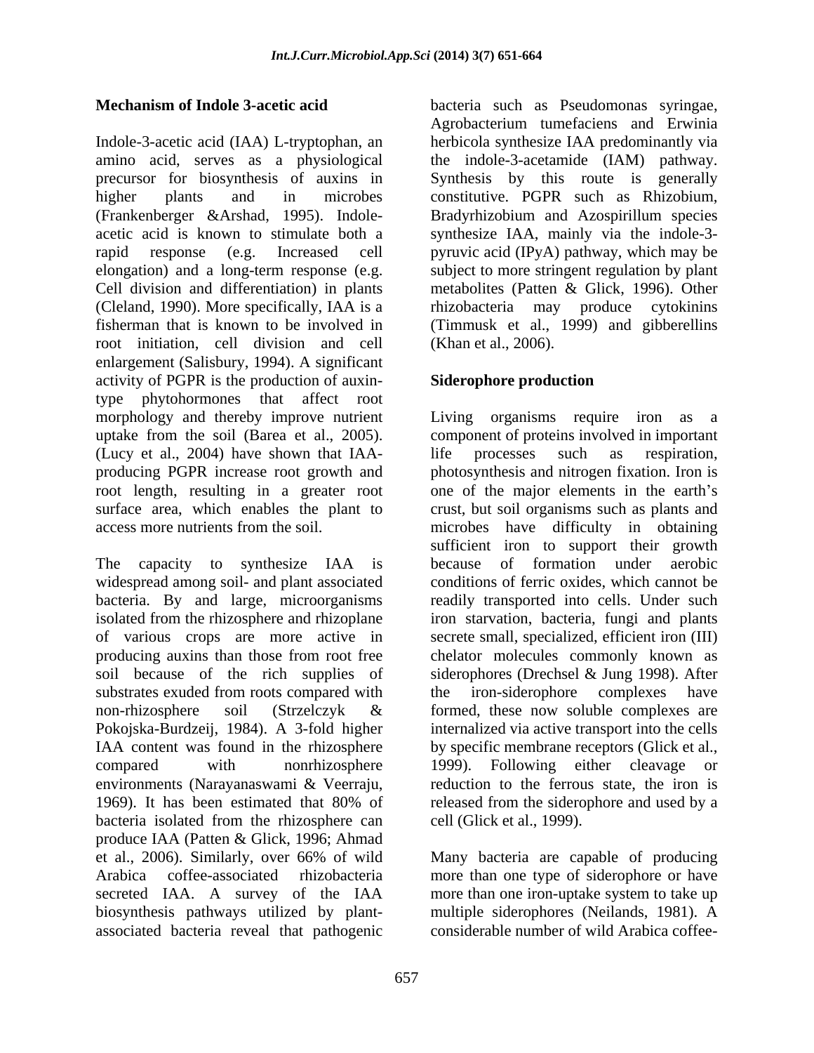**Mechanism of Indole 3-acetic acid**

Indole-3-acetic acid (IAA) L-tryptophan, an amino acid, serves as a physiological precursor for biosynthesis of auxins in higher plants and in microbes (Frankenberger &Arshad, 1995). Indole-acetic acid is known to stimulate both a rapid response (e.g. Increased cell elongation) and a long-term response (e.g. Cell division and differentiation) in plants (Cleland, 1990). More specifically, IAA is a fisherman that is known to be involved in root initiation, cell division and cell enlargement (Salisbury, 1994). A significant activity of PGPR is the production of auxin-type phytohormones that affect root morphology and thereby improve nutrient uptake from the soil (Barea et al., 2005). (Lucy et al., 2004) have shown that IAA-producing PGPR increase root growth and root length, resulting in a greater root surface area, which enables the plant to access more nutrients from the soil.

The capacity to synthesize IAA is widespread among soil- and plant associated bacteria. By and large, microorganisms isolated from the rhizosphere and rhizoplane of various crops are more active in producing auxins than those from root free soil because of the rich supplies of substrates exuded from roots compared with non-rhizosphere soil (Strzelczyk & Pokojska-Burdzeij, 1984). A 3-fold higher IAA content was found in the rhizosphere compared with nonrhizosphere environments (Narayanaswami & Veerraju, 1969). It has been estimated that 80% of bacteria isolated from the rhizosphere can produce IAA (Patten & Glick, 1996; Ahmad et al., 2006). Similarly, over 66% of wild Arabica coffee-associated rhizobacteria secreted IAA. A survey of the IAA biosynthesis pathways utilized by plant-associated bacteria reveal that pathogenic bacteria such as Pseudomonas syringae, Agrobacterium tumefaciens and Erwinia herbicola synthesize IAA predominantly via the indole-3-acetamide (IAM) pathway. Synthesis by this route is generally constitutive. PGPR such as Rhizobium, Bradyrhizobium and Azospirillum species synthesize IAA, mainly via the indole-3-pyruvic acid (IPyA) pathway, which may be subject to more stringent regulation by plant metabolites (Patten & Glick, 1996). Other rhizobacteria may produce cytokinins (Timmusk et al., 1999) and gibberellins (Khan et al., 2006).

**Siderophore production**

Living organisms require iron as a component of proteins involved in important life processes such as respiration, photosynthesis and nitrogen fixation. Iron is one of the major elements in the earth's crust, but soil organisms such as plants and microbes have difficulty in obtaining sufficient iron to support their growth because of formation under aerobic conditions of ferric oxides, which cannot be readily transported into cells. Under such iron starvation, bacteria, fungi and plants secrete small, specialized, efficient iron (III) chelator molecules commonly known as siderophores (Drechsel & Jung 1998). After the iron-siderophore complexes have formed, these now soluble complexes are internalized via active transport into the cells by specific membrane receptors (Glick et al., 1999). Following either cleavage or reduction to the ferrous state, the iron is released from the siderophore and used by a cell (Glick et al., 1999).

Many bacteria are capable of producing more than one type of siderophore or have more than one iron-uptake system to take up multiple siderophores (Neilands, 1981). A considerable number of wild Arabica coffee-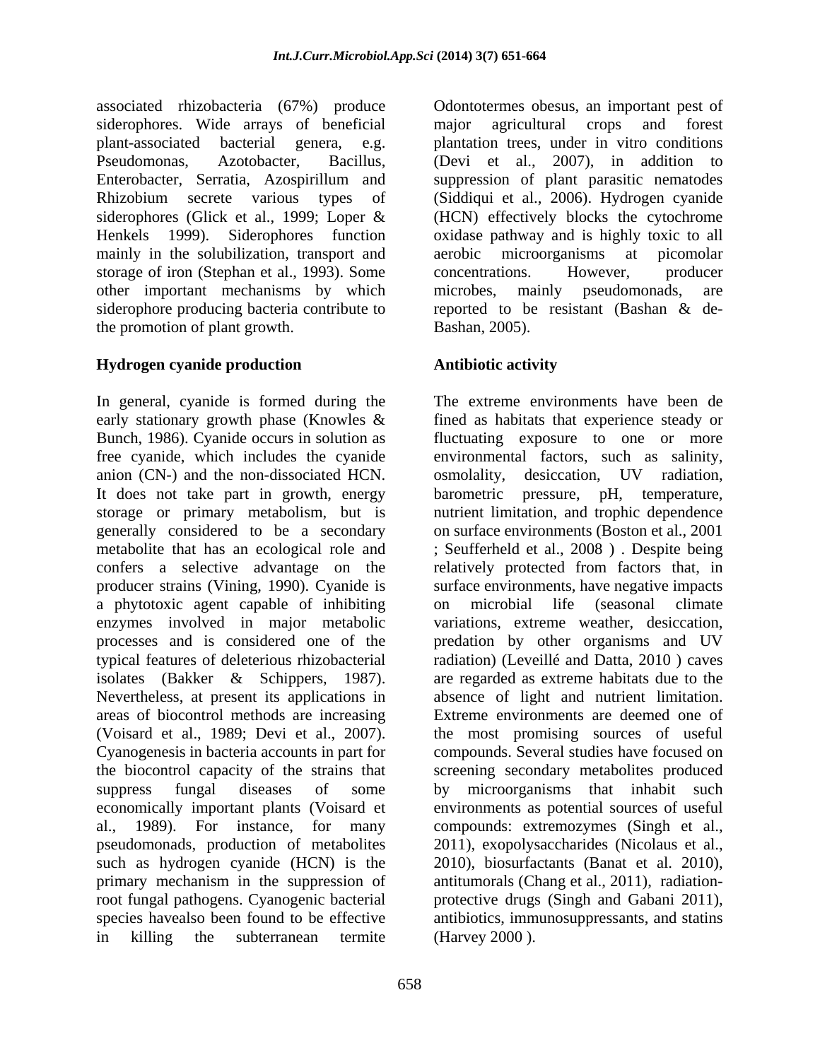associated rhizobacteria (67%) produce siderophores. Wide arrays of beneficial plant-associated bacterial genera, e.g. Pseudomonas, Azotobacter, Bacillus, Enterobacter, Serratia, Azospirillum and Rhizobium secrete various types of siderophores (Glick et al., 1999; Loper & Henkels 1999). Siderophores function mainly in the solubilization, transport and storage of iron (Stephan et al., 1993). Some other important mechanisms by which siderophore producing bacteria contribute to the promotion of plant growth.

### Hydrogen cyanide production

In general, cyanide is formed during the early stationary growth phase (Knowles & Bunch, 1986). Cyanide occurs in solution as free cyanide, which includes the cyanide anion ($CN^-$) and the non-dissociated HCN. It does not take part in growth, energy storage or primary metabolism, but is generally considered to be a secondary metabolite that has an ecological role and confers a selective advantage on the producer strains (Vining, 1990). Cyanide is a phytotoxic agent capable of inhibiting enzymes involved in major metabolic processes and is considered one of the typical features of deleterious rhizobacterial isolates (Bakker & Schippers, 1987). Nevertheless, at present its applications in areas of biocontrol methods are increasing (Voisard et al., 1989; Devi et al., 2007). Cyanogenesis in bacteria accounts in part for the biocontrol capacity of the strains that suppress fungal diseases of some economically important plants (Voisard et al., 1989). For instance, for many pseudomonads, production of metabolites such as hydrogen cyanide (HCN) is the primary mechanism in the suppression of root fungal pathogens. Cyanogenic bacterial species havealso been found to be effective in killing the subterranean termite Odontotermes obesus, an important pest of major agricultural crops and forest plantation trees, under in vitro conditions (Devi et al., 2007), in addition to suppression of plant parasitic nematodes (Siddiqui et al., 2006). Hydrogen cyanide (HCN) effectively blocks the cytochrome oxidase pathway and is highly toxic to all aerobic microorganisms at picomolar concentrations. However, producer microbes, mainly pseudomonads, are reported to be resistant (Bashan & de-Bashan, 2005).

### Antibiotic activity

The extreme environments have been de fined as habitats that experience steady or fluctuating exposure to one or more environmental factors, such as salinity, osmolality, desiccation, UV radiation, barometric pressure, pH, temperature, nutrient limitation, and trophic dependence on surface environments (Boston et al., 2001 ; Seufferheld et al., 2008 ) . Despite being relatively protected from factors that, in surface environments, have negative impacts on microbial life (seasonal climate variations, extreme weather, desiccation, predation by other organisms and UV radiation) (Leveillé and Datta, 2010 ) caves are regarded as extreme habitats due to the absence of light and nutrient limitation. Extreme environments are deemed one of the most promising sources of useful compounds. Several studies have focused on screening secondary metabolites produced by microorganisms that inhabit such environments as potential sources of useful compounds: extremozymes (Singh et al., 2011), exopolysaccharides (Nicolaus et al., 2010), biosurfactants (Banat et al. 2010), antitumorals (Chang et al., 2011), radiation-protective drugs (Singh and Gabani 2011), antibiotics, immunosuppressants, and statins (Harvey 2000 ).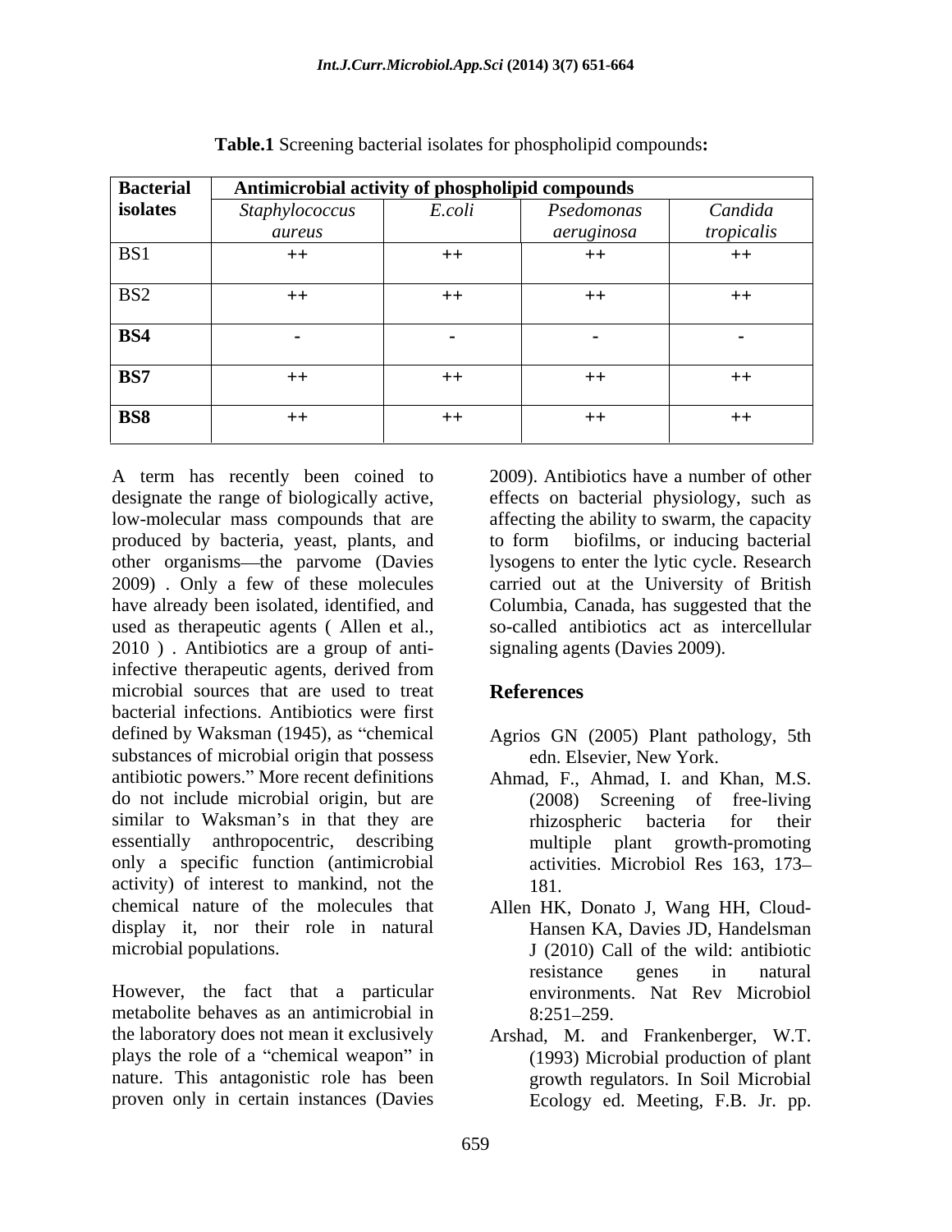**Table.1** Screening bacterial isolates for phospholipid compounds**:**

| **Bacterial isolates** | **Antimicrobial activity of phospholipid compounds** | | | |
|---|---|---|---|---|
| | *Staphylococcus aureus* | *E.coli* | *Psedomonas aeruginosa* | *Candida tropicalis* |
| BS1 | ++ | ++ | ++ | ++ |
| BS2 | ++ | ++ | ++ | ++ |
| **BS4** | - | - | - | - |
| **BS7** | ++ | ++ | ++ | ++ |
| **BS8** | ++ | ++ | ++ | ++ |

A term has recently been coined to designate the range of biologically active, low-molecular mass compounds that are produced by bacteria, yeast, plants, and other organisms—the parvome (Davies 2009) . Only a few of these molecules have already been isolated, identified, and used as therapeutic agents ( Allen et al., 2010 ) . Antibiotics are a group of anti-infective therapeutic agents, derived from microbial sources that are used to treat bacterial infections. Antibiotics were first defined by Waksman (1945), as "chemical substances of microbial origin that possess antibiotic powers." More recent definitions do not include microbial origin, but are similar to Waksman's in that they are essentially anthropocentric, describing only a specific function (antimicrobial activity) of interest to mankind, not the chemical nature of the molecules that display it, nor their role in natural microbial populations.

However, the fact that a particular metabolite behaves as an antimicrobial in the laboratory does not mean it exclusively plays the role of a "chemical weapon" in nature. This antagonistic role has been proven only in certain instances (Davies 2009). Antibiotics have a number of other effects on bacterial physiology, such as affecting the ability to swarm, the capacity to form biofilms, or inducing bacterial lysogens to enter the lytic cycle. Research carried out at the University of British Columbia, Canada, has suggested that the so-called antibiotics act as intercellular signaling agents (Davies 2009).

## References

Agrios GN (2005) Plant pathology, 5th edn. Elsevier, New York.

Ahmad, F., Ahmad, I. and Khan, M.S. (2008) Screening of free-living rhizospheric bacteria for their multiple plant growth-promoting activities. Microbiol Res 163, 173–181.

Allen HK, Donato J, Wang HH, Cloud-Hansen KA, Davies JD, Handelsman J (2010) Call of the wild: antibiotic resistance genes in natural environments. Nat Rev Microbiol 8:251–259.

Arshad, M. and Frankenberger, W.T. (1993) Microbial production of plant growth regulators. In Soil Microbial Ecology ed. Meeting, F.B. Jr. pp.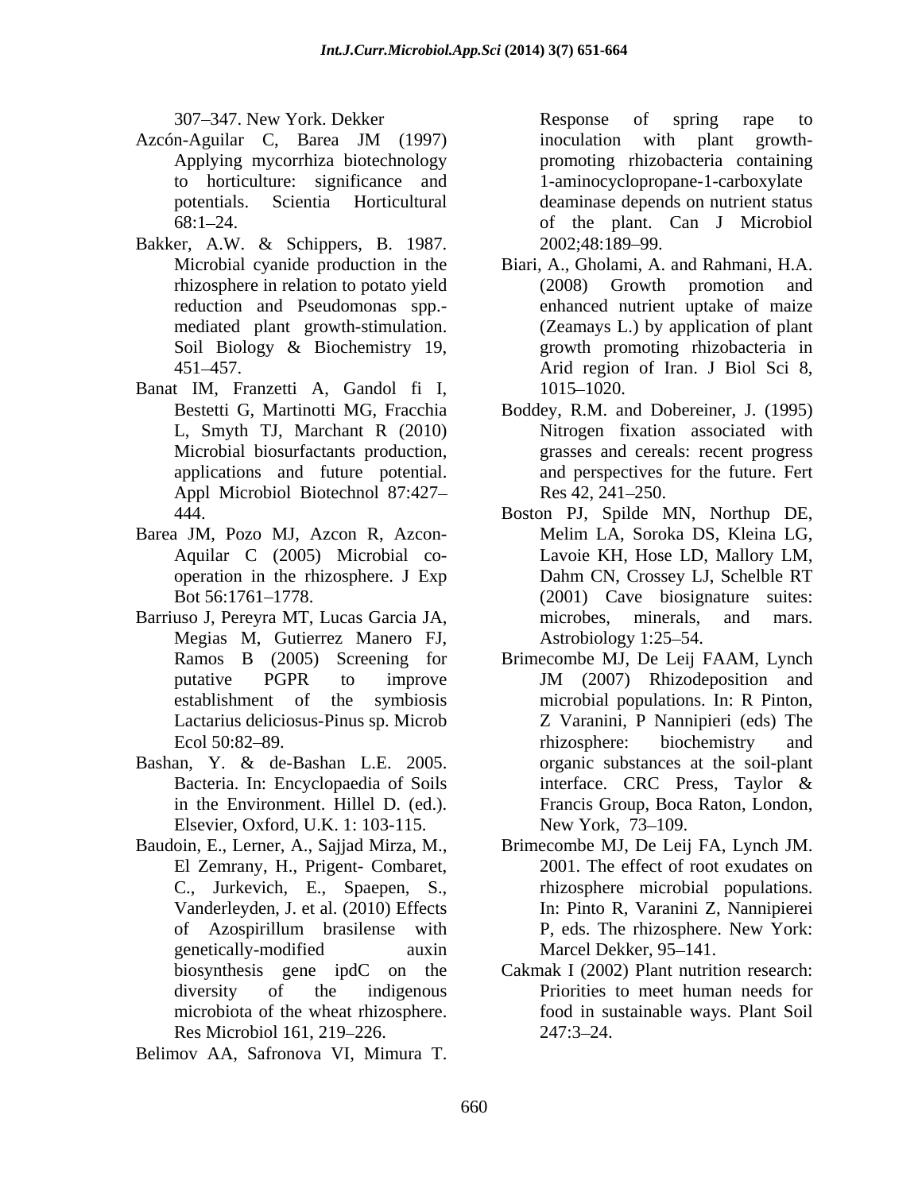307–347. New York. Dekker

Azcón-Aguilar C, Barea JM (1997) Applying mycorrhiza biotechnology to horticulture: significance and potentials. Scientia Horticultural 68:1–24.

Bakker, A.W. & Schippers, B. 1987. Microbial cyanide production in the rhizosphere in relation to potato yield reduction and Pseudomonas spp.-mediated plant growth-stimulation. Soil Biology & Biochemistry 19, 451–457.

Banat IM, Franzetti A, Gandol fi I, Bestetti G, Martinotti MG, Fracchia L, Smyth TJ, Marchant R (2010) Microbial biosurfactants production, applications and future potential. Appl Microbiol Biotechnol 87:427–444.

Barea JM, Pozo MJ, Azcon R, Azcon-Aquilar C (2005) Microbial co-operation in the rhizosphere. J Exp Bot 56:1761–1778.

Barriuso J, Pereyra MT, Lucas Garcia JA, Megias M, Gutierrez Manero FJ, Ramos B (2005) Screening for putative PGPR to improve establishment of the symbiosis Lactarius deliciosus-Pinus sp. Microb Ecol 50:82–89.

Bashan, Y. & de-Bashan L.E. 2005. Bacteria. In: Encyclopaedia of Soils in the Environment. Hillel D. (ed.). Elsevier, Oxford, U.K. 1: 103-115.

Baudoin, E., Lerner, A., Sajjad Mirza, M., El Zemrany, H., Prigent- Combaret, C., Jurkevich, E., Spaepen, S., Vanderleyden, J. et al. (2010) Effects of Azospirillum brasilense with genetically-modified auxin biosynthesis gene ipdC on the diversity of the indigenous microbiota of the wheat rhizosphere. Res Microbiol 161, 219–226.

Belimov AA, Safronova VI, Mimura T. Response of spring rape to inoculation with plant growth-promoting rhizobacteria containing 1-aminocyclopropane-1-carboxylate deaminase depends on nutrient status of the plant. Can J Microbiol 2002;48:189–99.

Biari, A., Gholami, A. and Rahmani, H.A. (2008) Growth promotion and enhanced nutrient uptake of maize (Zeamays L.) by application of plant growth promoting rhizobacteria in Arid region of Iran. J Biol Sci 8, 1015–1020.

Boddey, R.M. and Dobereiner, J. (1995) Nitrogen fixation associated with grasses and cereals: recent progress and perspectives for the future. Fert Res 42, 241–250.

Boston PJ, Spilde MN, Northup DE, Melim LA, Soroka DS, Kleina LG, Lavoie KH, Hose LD, Mallory LM, Dahm CN, Crossey LJ, Schelble RT (2001) Cave biosignature suites: microbes, minerals, and mars. Astrobiology 1:25–54.

Brimecombe MJ, De Leij FAAM, Lynch JM (2007) Rhizodeposition and microbial populations. In: R Pinton, Z Varanini, P Nannipieri (eds) The rhizosphere: biochemistry and organic substances at the soil-plant interface. CRC Press, Taylor & Francis Group, Boca Raton, London, New York, 73–109.

Brimecombe MJ, De Leij FA, Lynch JM. 2001. The effect of root exudates on rhizosphere microbial populations. In: Pinto R, Varanini Z, Nannipierei P, eds. The rhizosphere. New York: Marcel Dekker, 95–141.

Cakmak I (2002) Plant nutrition research: Priorities to meet human needs for food in sustainable ways. Plant Soil 247:3–24.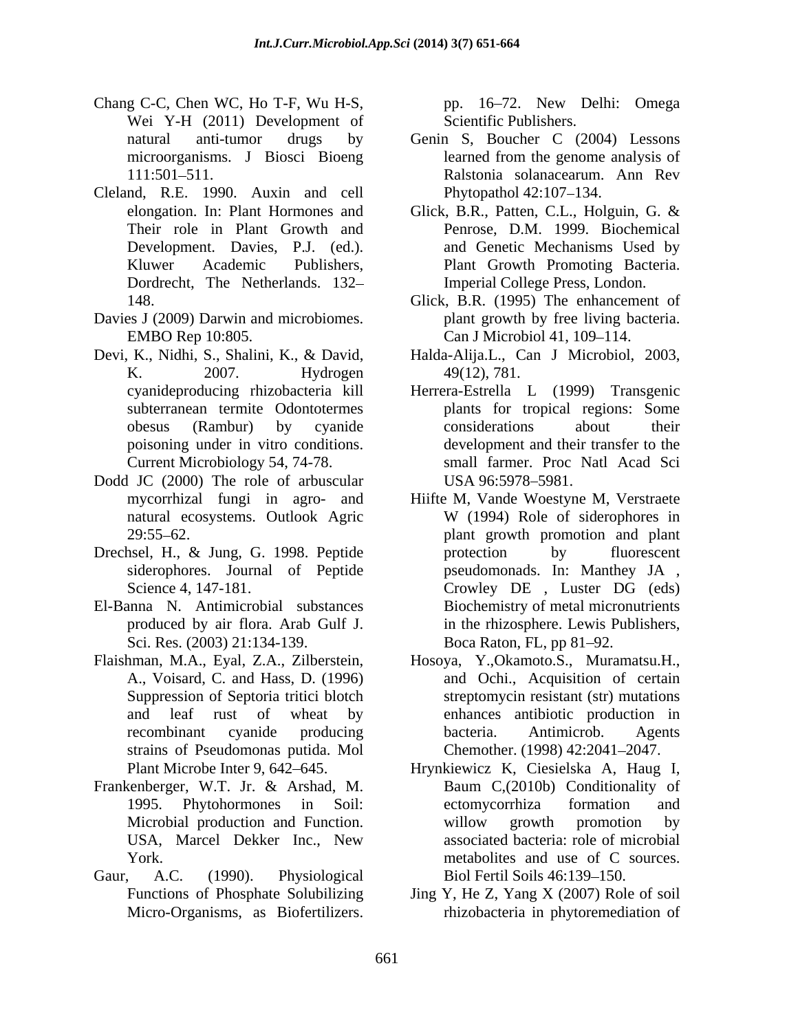Chang C-C, Chen WC, Ho T-F, Wu H-S, Wei Y-H (2011) Development of natural anti-tumor drugs by microorganisms. J Biosci Bioeng 111:501–511.

Cleland, R.E. 1990. Auxin and cell elongation. In: Plant Hormones and Their role in Plant Growth and Development. Davies, P.J. (ed.). Kluwer Academic Publishers, Dordrecht, The Netherlands. 132–148.

Davies J (2009) Darwin and microbiomes. EMBO Rep 10:805.

Devi, K., Nidhi, S., Shalini, K., & David, K. 2007. Hydrogen cyanideproducing rhizobacteria kill subterranean termite Odontotermes obesus (Rambur) by cyanide poisoning under in vitro conditions. Current Microbiology 54, 74-78.

Dodd JC (2000) The role of arbuscular mycorrhizal fungi in agro- and natural ecosystems. Outlook Agric 29:55–62.

Drechsel, H., & Jung, G. 1998. Peptide siderophores. Journal of Peptide Science 4, 147-181.

El-Banna N. Antimicrobial substances produced by air flora. Arab Gulf J. Sci. Res. (2003) 21:134-139.

Flaishman, M.A., Eyal, Z.A., Zilberstein, A., Voisard, C. and Hass, D. (1996) Suppression of Septoria tritici blotch and leaf rust of wheat by recombinant cyanide producing strains of Pseudomonas putida. Mol Plant Microbe Inter 9, 642–645.

Frankenberger, W.T. Jr. & Arshad, M. 1995. Phytohormones in Soil: Microbial production and Function. USA, Marcel Dekker Inc., New York.

Gaur, A.C. (1990). Physiological Functions of Phosphate Solubilizing Micro-Organisms, as Biofertilizers. pp. 16–72. New Delhi: Omega Scientific Publishers.

Genin S, Boucher C (2004) Lessons learned from the genome analysis of Ralstonia solanacearum. Ann Rev Phytopathol 42:107–134.

Glick, B.R., Patten, C.L., Holguin, G. & Penrose, D.M. 1999. Biochemical and Genetic Mechanisms Used by Plant Growth Promoting Bacteria. Imperial College Press, London.

Glick, B.R. (1995) The enhancement of plant growth by free living bacteria. Can J Microbiol 41, 109–114.

Halda-Alija.L., Can J Microbiol, 2003, 49(12), 781.

Herrera-Estrella L (1999) Transgenic plants for tropical regions: Some considerations about their development and their transfer to the small farmer. Proc Natl Acad Sci USA 96:5978–5981.

Hiifte M, Vande Woestyne M, Verstraete W (1994) Role of siderophores in plant growth promotion and plant protection by fluorescent pseudomonads. In: Manthey JA , Crowley DE , Luster DG (eds) Biochemistry of metal micronutrients in the rhizosphere. Lewis Publishers, Boca Raton, FL, pp 81–92.

Hosoya, Y.,Okamoto.S., Muramatsu.H., and Ochi., Acquisition of certain streptomycin resistant (str) mutations enhances antibiotic production in bacteria. Antimicrob. Agents Chemother. (1998) 42:2041–2047.

Hrynkiewicz K, Ciesielska A, Haug I, Baum C,(2010b) Conditionality of ectomycorrhiza formation and willow growth promotion by associated bacteria: role of microbial metabolites and use of C sources. Biol Fertil Soils 46:139–150.

Jing Y, He Z, Yang X (2007) Role of soil rhizobacteria in phytoremediation of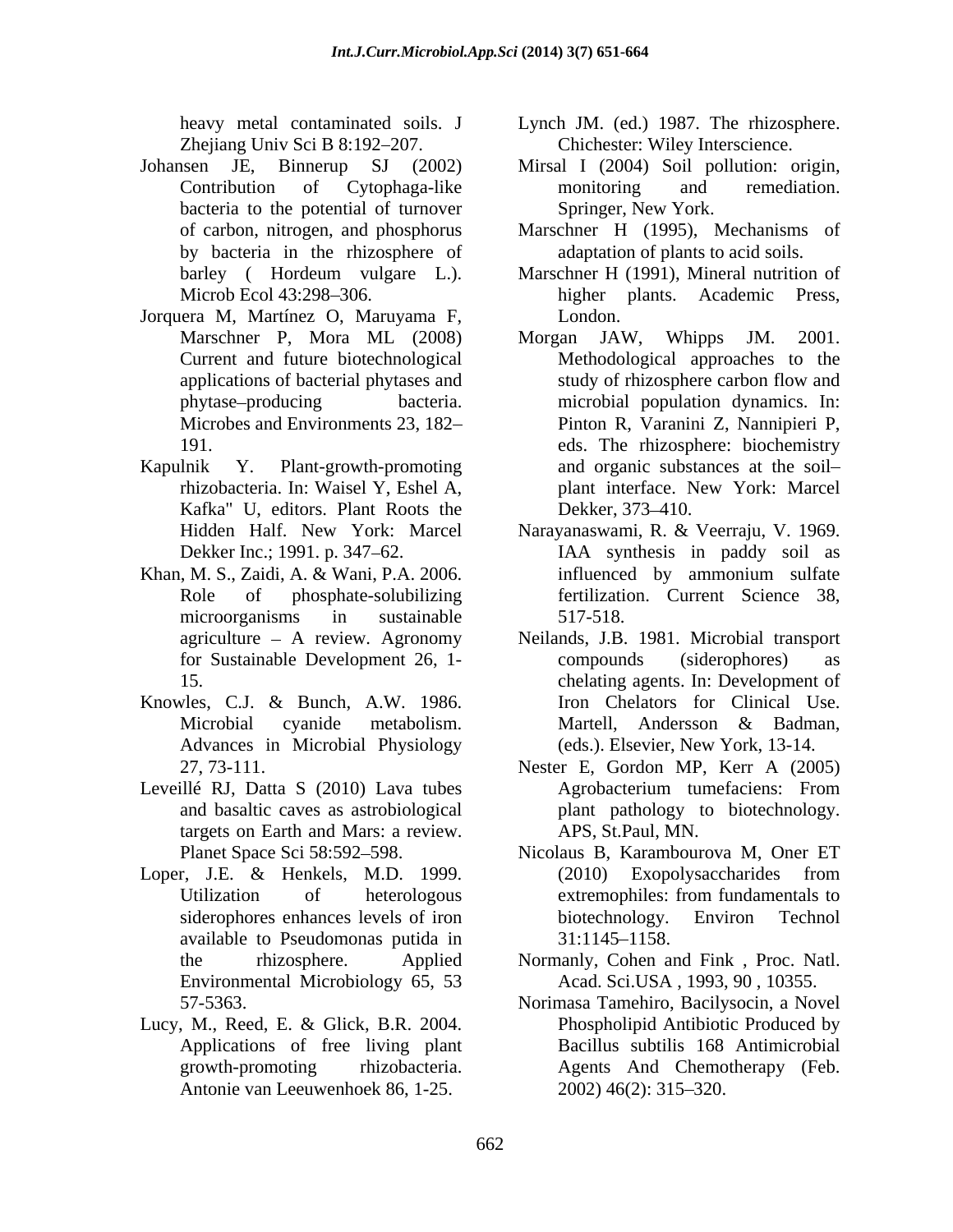heavy metal contaminated soils. J Zhejiang Univ Sci B 8:192–207.

Johansen JE, Binnerup SJ (2002) Contribution of Cytophaga-like bacteria to the potential of turnover of carbon, nitrogen, and phosphorus by bacteria in the rhizosphere of barley ( Hordeum vulgare L.). Microb Ecol 43:298–306.

Jorquera M, Martínez O, Maruyama F, Marschner P, Mora ML (2008) Current and future biotechnological applications of bacterial phytases and phytase–producing bacteria. Microbes and Environments 23, 182–191.

Kapulnik Y. Plant-growth-promoting rhizobacteria. In: Waisel Y, Eshel A, Kafka" U, editors. Plant Roots the Hidden Half. New York: Marcel Dekker Inc.; 1991. p. 347–62.

Khan, M. S., Zaidi, A. & Wani, P.A. 2006. Role of phosphate-solubilizing microorganisms in sustainable agriculture – A review. Agronomy for Sustainable Development 26, 1-15.

Knowles, C.J. & Bunch, A.W. 1986. Microbial cyanide metabolism. Advances in Microbial Physiology 27, 73-111.

Leveillé RJ, Datta S (2010) Lava tubes and basaltic caves as astrobiological targets on Earth and Mars: a review. Planet Space Sci 58:592–598.

Loper, J.E. & Henkels, M.D. 1999. Utilization of heterologous siderophores enhances levels of iron available to Pseudomonas putida in the rhizosphere. Applied Environmental Microbiology 65, 53 57-5363.

Lucy, M., Reed, E. & Glick, B.R. 2004. Applications of free living plant growth-promoting rhizobacteria. Antonie van Leeuwenhoek 86, 1-25.

Lynch JM. (ed.) 1987. The rhizosphere. Chichester: Wiley Interscience.

Mirsal I (2004) Soil pollution: origin, monitoring and remediation. Springer, New York.

Marschner H (1995), Mechanisms of adaptation of plants to acid soils.

Marschner H (1991), Mineral nutrition of higher plants. Academic Press, London.

Morgan JAW, Whipps JM. 2001. Methodological approaches to the study of rhizosphere carbon flow and microbial population dynamics. In: Pinton R, Varanini Z, Nannipieri P, eds. The rhizosphere: biochemistry and organic substances at the soil–plant interface. New York: Marcel Dekker, 373–410.

Narayanaswami, R. & Veerraju, V. 1969. IAA synthesis in paddy soil as influenced by ammonium sulfate fertilization. Current Science 38, 517-518.

Neilands, J.B. 1981. Microbial transport compounds (siderophores) as chelating agents. In: Development of Iron Chelators for Clinical Use. Martell, Andersson & Badman, (eds.). Elsevier, New York, 13-14.

Nester E, Gordon MP, Kerr A (2005) Agrobacterium tumefaciens: From plant pathology to biotechnology. APS, St.Paul, MN.

Nicolaus B, Karambourova M, Oner ET (2010) Exopolysaccharides from extremophiles: from fundamentals to biotechnology. Environ Technol 31:1145–1158.

Normanly, Cohen and Fink , Proc. Natl. Acad. Sci.USA , 1993, 90 , 10355.

Norimasa Tamehiro, Bacilysocin, a Novel Phospholipid Antibiotic Produced by Bacillus subtilis 168 Antimicrobial Agents And Chemotherapy (Feb. 2002) 46(2): 315–320.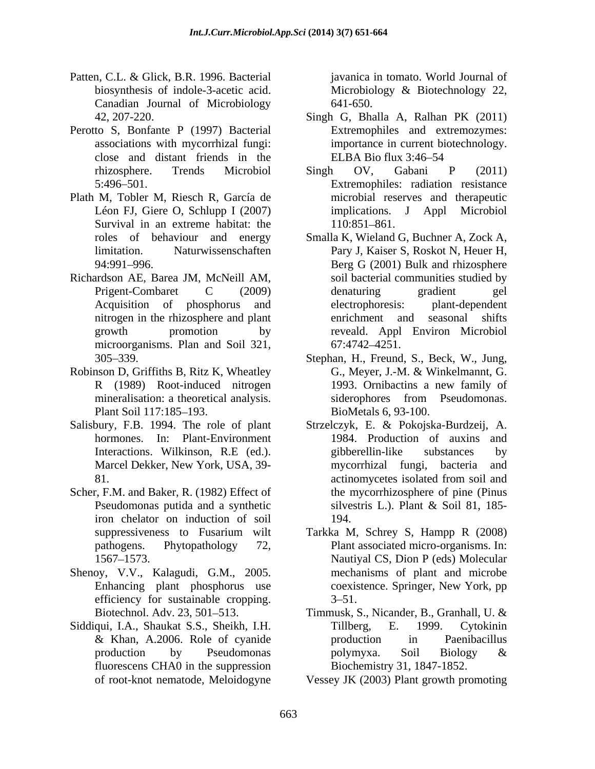Patten, C.L. & Glick, B.R. 1996. Bacterial biosynthesis of indole-3-acetic acid. Canadian Journal of Microbiology 42, 207-220.

Perotto S, Bonfante P (1997) Bacterial associations with mycorrhizal fungi: close and distant friends in the rhizosphere. Trends Microbiol 5:496–501.

Plath M, Tobler M, Riesch R, García de Léon FJ, Giere O, Schlupp I (2007) Survival in an extreme habitat: the roles of behaviour and energy limitation. Naturwissenschaften 94:991–996.

Richardson AE, Barea JM, McNeill AM, Prigent-Combaret C (2009) Acquisition of phosphorus and nitrogen in the rhizosphere and plant growth promotion by microorganisms. Plan and Soil 321, 305–339.

Robinson D, Griffiths B, Ritz K, Wheatley R (1989) Root-induced nitrogen mineralisation: a theoretical analysis. Plant Soil 117:185–193.

Salisbury, F.B. 1994. The role of plant hormones. In: Plant-Environment Interactions. Wilkinson, R.E (ed.). Marcel Dekker, New York, USA, 39-81.

Scher, F.M. and Baker, R. (1982) Effect of Pseudomonas putida and a synthetic iron chelator on induction of soil suppressiveness to Fusarium wilt pathogens. Phytopathology 72, 1567–1573.

Shenoy, V.V., Kalagudi, G.M., 2005. Enhancing plant phosphorus use efficiency for sustainable cropping. Biotechnol. Adv. 23, 501–513.

Siddiqui, I.A., Shaukat S.S., Sheikh, I.H. & Khan, A.2006. Role of cyanide production by Pseudomonas fluorescens CHA0 in the suppression of root-knot nematode, Meloidogyne javanica in tomato. World Journal of Microbiology & Biotechnology 22, 641-650.

Singh G, Bhalla A, Ralhan PK (2011) Extremophiles and extremozymes: importance in current biotechnology. ELBA Bio flux 3:46–54

Singh OV, Gabani P (2011) Extremophiles: radiation resistance microbial reserves and therapeutic implications. J Appl Microbiol 110:851–861.

Smalla K, Wieland G, Buchner A, Zock A, Pary J, Kaiser S, Roskot N, Heuer H, Berg G (2001) Bulk and rhizosphere soil bacterial communities studied by denaturing gradient gel electrophoresis: plant-dependent enrichment and seasonal shifts reveald. Appl Environ Microbiol 67:4742–4251.

Stephan, H., Freund, S., Beck, W., Jung, G., Meyer, J.-M. & Winkelmannt, G. 1993. Ornibactins a new family of siderophores from Pseudomonas. BioMetals 6, 93-100.

Strzelczyk, E. & Pokojska-Burdzeij, A. 1984. Production of auxins and gibberellin-like substances by mycorrhizal fungi, bacteria and actinomycetes isolated from soil and the mycorrhizosphere of pine (Pinus silvestris L.). Plant & Soil 81, 185-194.

Tarkka M, Schrey S, Hampp R (2008) Plant associated micro-organisms. In: Nautiyal CS, Dion P (eds) Molecular mechanisms of plant and microbe coexistence. Springer, New York, pp 3–51.

Timmusk, S., Nicander, B., Granhall, U. & Tillberg, E. 1999. Cytokinin production in Paenibacillus polymyxa. Soil Biology & Biochemistry 31, 1847-1852.

Vessey JK (2003) Plant growth promoting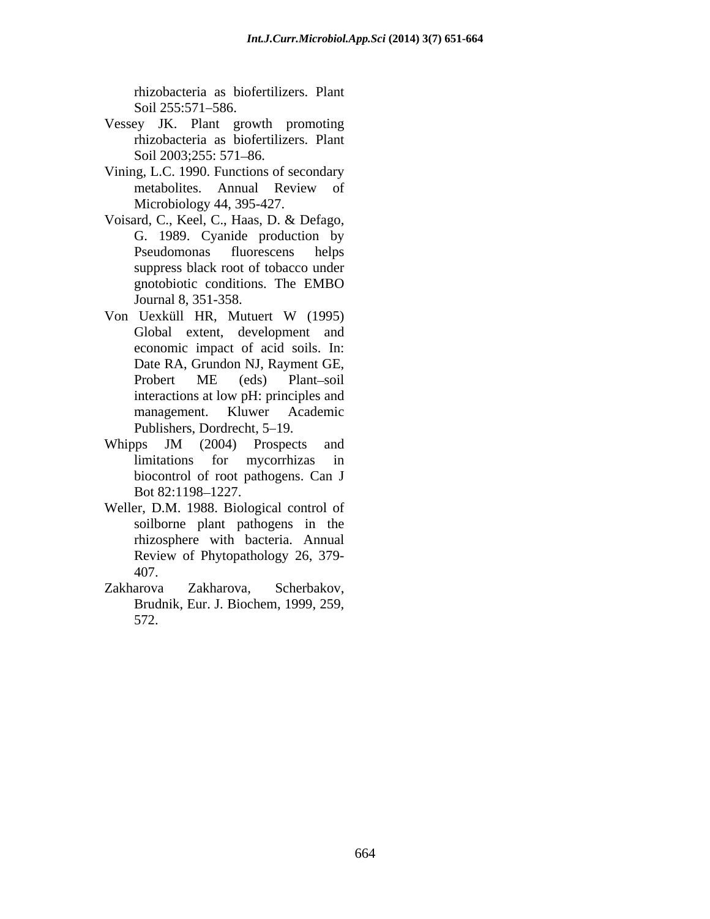rhizobacteria as biofertilizers. Plant Soil 255:571–586.

Vessey JK. Plant growth promoting rhizobacteria as biofertilizers. Plant Soil 2003;255: 571–86.

Vining, L.C. 1990. Functions of secondary metabolites. Annual Review of Microbiology 44, 395-427.

Voisard, C., Keel, C., Haas, D. & Defago, G. 1989. Cyanide production by Pseudomonas fluorescens helps suppress black root of tobacco under gnotobiotic conditions. The EMBO Journal 8, 351-358.

Von Uexküll HR, Mutuert W (1995) Global extent, development and economic impact of acid soils. In: Date RA, Grundon NJ, Rayment GE, Probert ME (eds) Plant–soil interactions at low pH: principles and management. Kluwer Academic Publishers, Dordrecht, 5–19.

Whipps JM (2004) Prospects and limitations for mycorrhizas in biocontrol of root pathogens. Can J Bot 82:1198–1227.

Weller, D.M. 1988. Biological control of soilborne plant pathogens in the rhizosphere with bacteria. Annual Review of Phytopathology 26, 379-407.

Zakharova Zakharova, Scherbakov, Brudnik, Eur. J. Biochem, 1999, 259, 572.